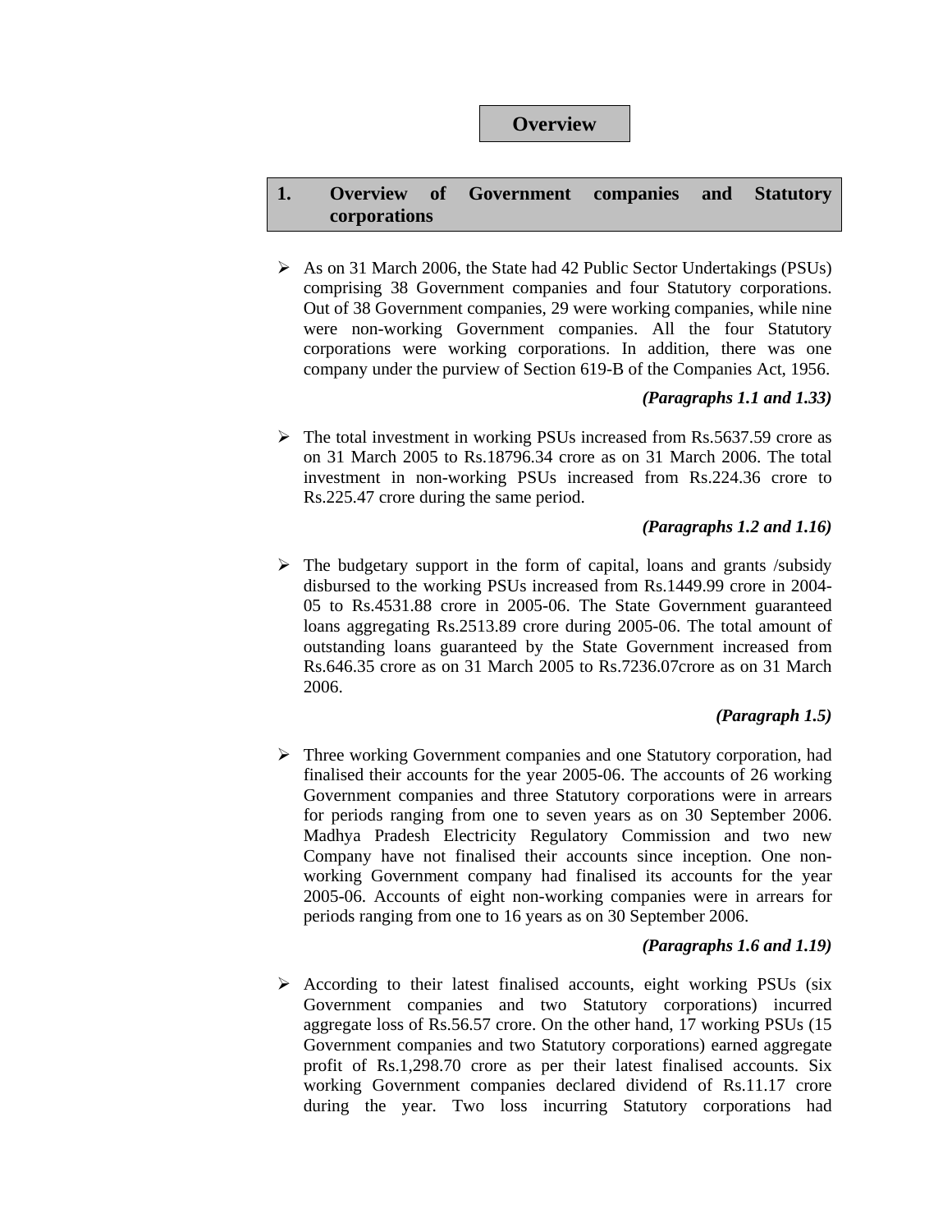# Overview

## 1. Overview of Government companies and Statutory corporations

- As on 31 March 2006, the State had 42 Public Sector Undertakings (PSUs) comprising 38 Government companies and four Statutory corporations. Out of 38 Government companies, 29 were working companies, while nine were non-working Government companies. All the four Statutory corporations were working corporations. In addition, there was one company under the purview of Section 619-B of the Companies Act, 1956.

  ***(Paragraphs 1.1 and 1.33)***

- The total investment in working PSUs increased from Rs.5637.59 crore as on 31 March 2005 to Rs.18796.34 crore as on 31 March 2006. The total investment in non-working PSUs increased from Rs.224.36 crore to Rs.225.47 crore during the same period.

  ***(Paragraphs 1.2 and 1.16)***

- The budgetary support in the form of capital, loans and grants /subsidy disbursed to the working PSUs increased from Rs.1449.99 crore in 2004-05 to Rs.4531.88 crore in 2005-06. The State Government guaranteed loans aggregating Rs.2513.89 crore during 2005-06. The total amount of outstanding loans guaranteed by the State Government increased from Rs.646.35 crore as on 31 March 2005 to Rs.7236.07crore as on 31 March 2006.

  ***(Paragraph 1.5)***

- Three working Government companies and one Statutory corporation, had finalised their accounts for the year 2005-06. The accounts of 26 working Government companies and three Statutory corporations were in arrears for periods ranging from one to seven years as on 30 September 2006. Madhya Pradesh Electricity Regulatory Commission and two new Company have not finalised their accounts since inception. One non-working Government company had finalised its accounts for the year 2005-06. Accounts of eight non-working companies were in arrears for periods ranging from one to 16 years as on 30 September 2006.

  ***(Paragraphs 1.6 and 1.19)***

- According to their latest finalised accounts, eight working PSUs (six Government companies and two Statutory corporations) incurred aggregate loss of Rs.56.57 crore. On the other hand, 17 working PSUs (15 Government companies and two Statutory corporations) earned aggregate profit of Rs.1,298.70 crore as per their latest finalised accounts. Six working Government companies declared dividend of Rs.11.17 crore during the year. Two loss incurring Statutory corporations had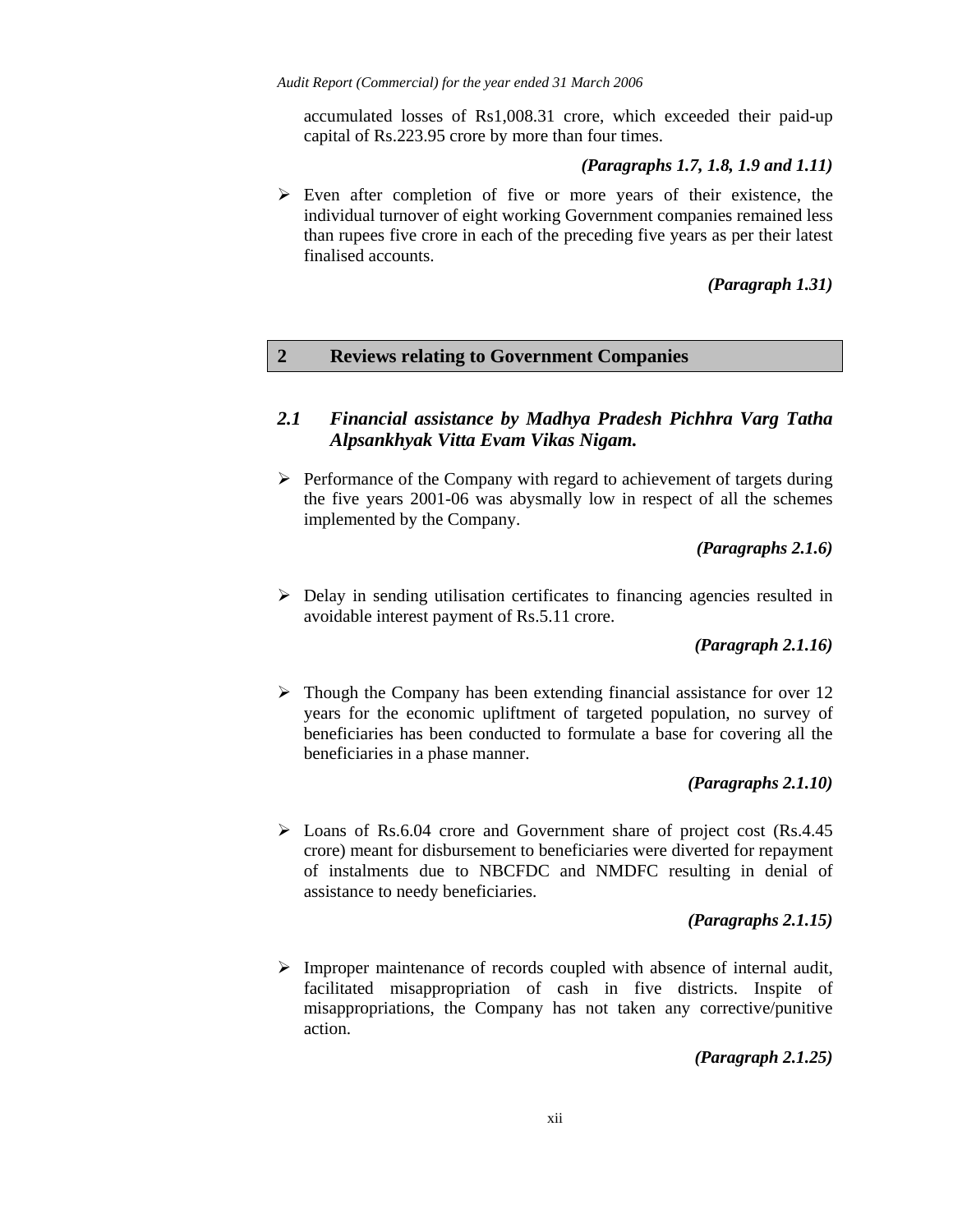accumulated losses of Rs1,008.31 crore, which exceeded their paid-up capital of Rs.223.95 crore by more than four times.

***(Paragraphs 1.7, 1.8, 1.9 and 1.11)***

- Even after completion of five or more years of their existence, the individual turnover of eight working Government companies remained less than rupees five crore in each of the preceding five years as per their latest finalised accounts.

***(Paragraph 1.31)***

## 2 Reviews relating to Government Companies

### *2.1 Financial assistance by Madhya Pradesh Pichhra Varg Tatha Alpsankhyak Vitta Evam Vikas Nigam.*

- Performance of the Company with regard to achievement of targets during the five years 2001-06 was abysmally low in respect of all the schemes implemented by the Company.

***(Paragraphs 2.1.6)***

- Delay in sending utilisation certificates to financing agencies resulted in avoidable interest payment of Rs.5.11 crore.

***(Paragraph 2.1.16)***

- Though the Company has been extending financial assistance for over 12 years for the economic upliftment of targeted population, no survey of beneficiaries has been conducted to formulate a base for covering all the beneficiaries in a phase manner.

***(Paragraphs 2.1.10)***

- Loans of Rs.6.04 crore and Government share of project cost (Rs.4.45 crore) meant for disbursement to beneficiaries were diverted for repayment of instalments due to NBCFDC and NMDFC resulting in denial of assistance to needy beneficiaries.

***(Paragraphs 2.1.15)***

- Improper maintenance of records coupled with absence of internal audit, facilitated misappropriation of cash in five districts. Inspite of misappropriations, the Company has not taken any corrective/punitive action.

***(Paragraph 2.1.25)***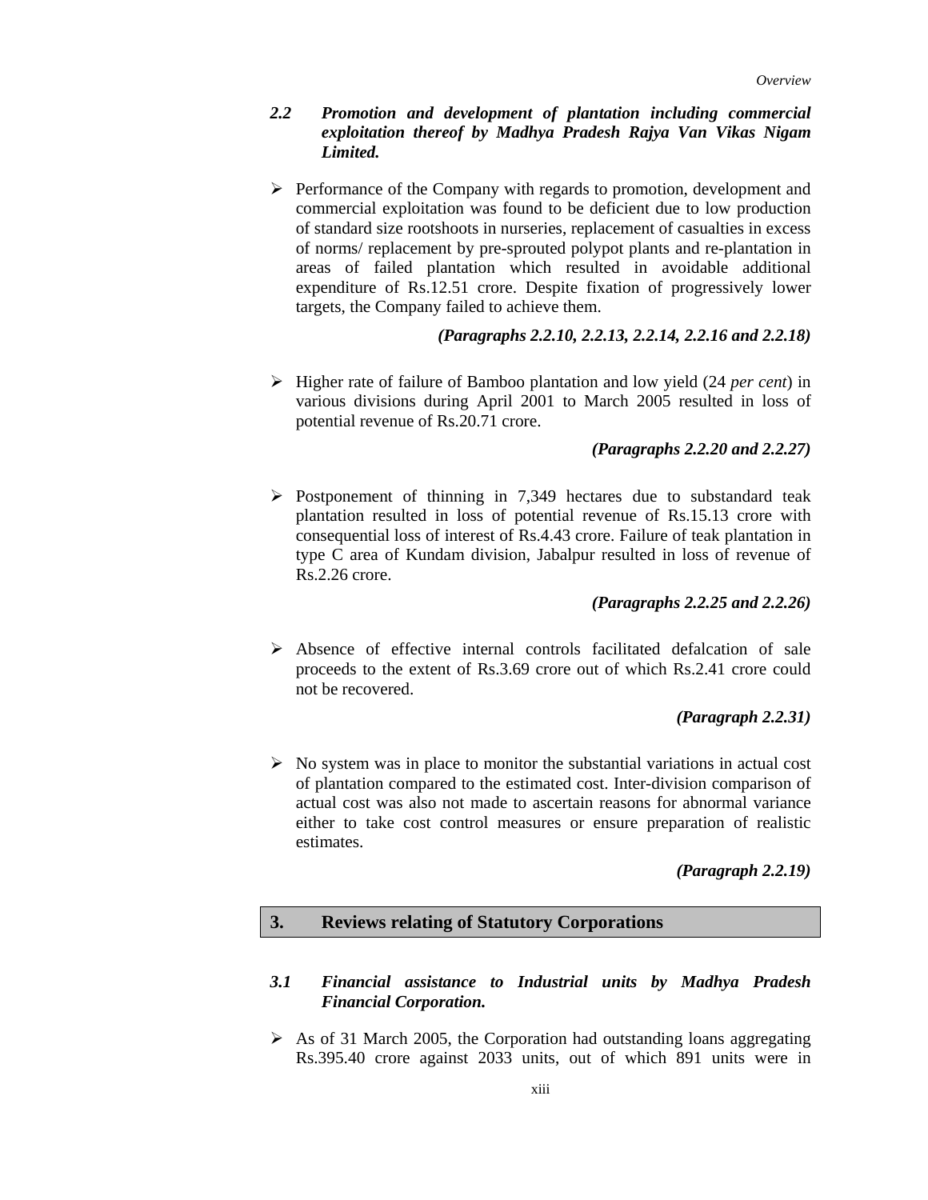### *2.2 Promotion and development of plantation including commercial exploitation thereof by Madhya Pradesh Rajya Van Vikas Nigam Limited.*

- Performance of the Company with regards to promotion, development and commercial exploitation was found to be deficient due to low production of standard size rootshoots in nurseries, replacement of casualties in excess of norms/ replacement by pre-sprouted polypot plants and re-plantation in areas of failed plantation which resulted in avoidable additional expenditure of Rs.12.51 crore. Despite fixation of progressively lower targets, the Company failed to achieve them.

***(Paragraphs 2.2.10, 2.2.13, 2.2.14, 2.2.16 and 2.2.18)***

- Higher rate of failure of Bamboo plantation and low yield (24 *per cent*) in various divisions during April 2001 to March 2005 resulted in loss of potential revenue of Rs.20.71 crore.

***(Paragraphs 2.2.20 and 2.2.27)***

- Postponement of thinning in 7,349 hectares due to substandard teak plantation resulted in loss of potential revenue of Rs.15.13 crore with consequential loss of interest of Rs.4.43 crore. Failure of teak plantation in type C area of Kundam division, Jabalpur resulted in loss of revenue of Rs.2.26 crore.

***(Paragraphs 2.2.25 and 2.2.26)***

- Absence of effective internal controls facilitated defalcation of sale proceeds to the extent of Rs.3.69 crore out of which Rs.2.41 crore could not be recovered.

***(Paragraph 2.2.31)***

- No system was in place to monitor the substantial variations in actual cost of plantation compared to the estimated cost. Inter-division comparison of actual cost was also not made to ascertain reasons for abnormal variance either to take cost control measures or ensure preparation of realistic estimates.

***(Paragraph 2.2.19)***

## 3. Reviews relating of Statutory Corporations

### *3.1 Financial assistance to Industrial units by Madhya Pradesh Financial Corporation.*

- As of 31 March 2005, the Corporation had outstanding loans aggregating Rs.395.40 crore against 2033 units, out of which 891 units were in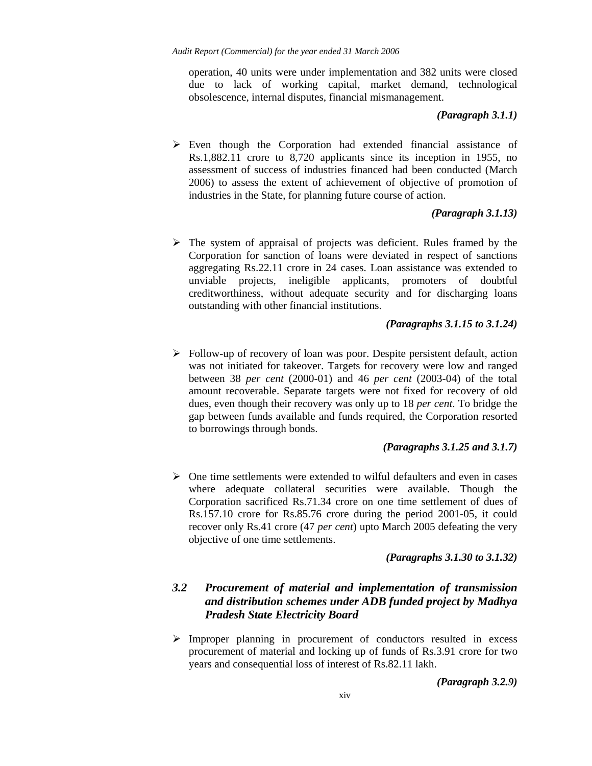operation, 40 units were under implementation and 382 units were closed due to lack of working capital, market demand, technological obsolescence, internal disputes, financial mismanagement.

***(Paragraph 3.1.1)***

- Even though the Corporation had extended financial assistance of Rs.1,882.11 crore to 8,720 applicants since its inception in 1955, no assessment of success of industries financed had been conducted (March 2006) to assess the extent of achievement of objective of promotion of industries in the State, for planning future course of action.

***(Paragraph 3.1.13)***

- The system of appraisal of projects was deficient. Rules framed by the Corporation for sanction of loans were deviated in respect of sanctions aggregating Rs.22.11 crore in 24 cases. Loan assistance was extended to unviable projects, ineligible applicants, promoters of doubtful creditworthiness, without adequate security and for discharging loans outstanding with other financial institutions.

***(Paragraphs 3.1.15 to 3.1.24)***

- Follow-up of recovery of loan was poor. Despite persistent default, action was not initiated for takeover. Targets for recovery were low and ranged between 38 *per cent* (2000-01) and 46 *per cent* (2003-04) of the total amount recoverable. Separate targets were not fixed for recovery of old dues, even though their recovery was only up to 18 *per cent*. To bridge the gap between funds available and funds required, the Corporation resorted to borrowings through bonds.

***(Paragraphs 3.1.25 and 3.1.7)***

- One time settlements were extended to wilful defaulters and even in cases where adequate collateral securities were available. Though the Corporation sacrificed Rs.71.34 crore on one time settlement of dues of Rs.157.10 crore for Rs.85.76 crore during the period 2001-05, it could recover only Rs.41 crore (47 *per cent*) upto March 2005 defeating the very objective of one time settlements.

***(Paragraphs 3.1.30 to 3.1.32)***

## *3.2 Procurement of material and implementation of transmission and distribution schemes under ADB funded project by Madhya Pradesh State Electricity Board*

- Improper planning in procurement of conductors resulted in excess procurement of material and locking up of funds of Rs.3.91 crore for two years and consequential loss of interest of Rs.82.11 lakh.

***(Paragraph 3.2.9)***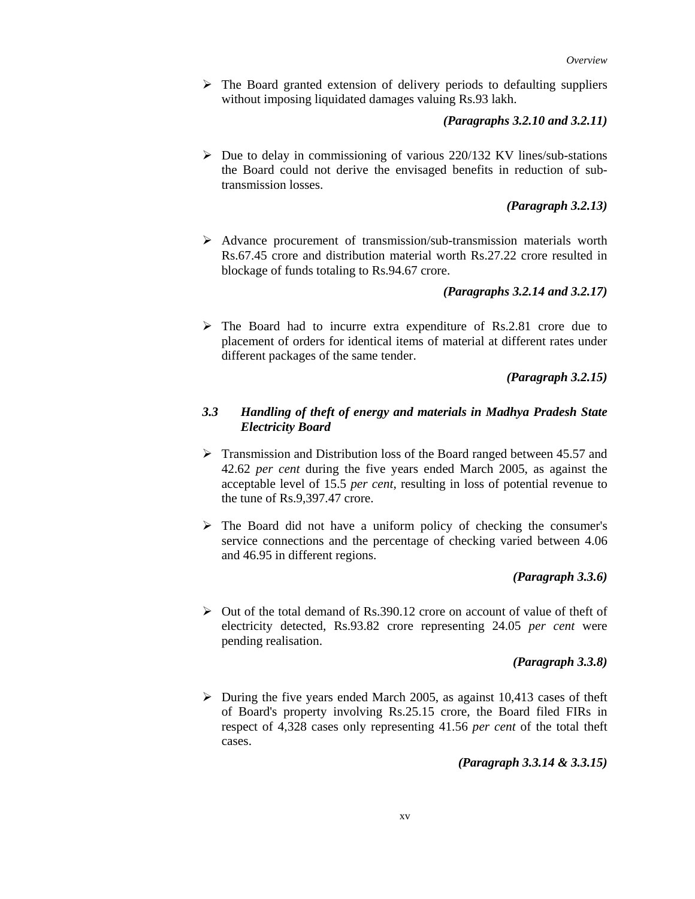- The Board granted extension of delivery periods to defaulting suppliers without imposing liquidated damages valuing Rs.93 lakh.

***(Paragraphs 3.2.10 and 3.2.11)***

- Due to delay in commissioning of various 220/132 KV lines/sub-stations the Board could not derive the envisaged benefits in reduction of sub-transmission losses.

***(Paragraph 3.2.13)***

- Advance procurement of transmission/sub-transmission materials worth Rs.67.45 crore and distribution material worth Rs.27.22 crore resulted in blockage of funds totaling to Rs.94.67 crore.

***(Paragraphs 3.2.14 and 3.2.17)***

- The Board had to incurre extra expenditure of Rs.2.81 crore due to placement of orders for identical items of material at different rates under different packages of the same tender.

***(Paragraph 3.2.15)***

### *3.3 Handling of theft of energy and materials in Madhya Pradesh State Electricity Board*

- Transmission and Distribution loss of the Board ranged between 45.57 and 42.62 *per cent* during the five years ended March 2005, as against the acceptable level of 15.5 *per cent*, resulting in loss of potential revenue to the tune of Rs.9,397.47 crore.

- The Board did not have a uniform policy of checking the consumer's service connections and the percentage of checking varied between 4.06 and 46.95 in different regions.

***(Paragraph 3.3.6)***

- Out of the total demand of Rs.390.12 crore on account of value of theft of electricity detected, Rs.93.82 crore representing 24.05 *per cent* were pending realisation.

***(Paragraph 3.3.8)***

- During the five years ended March 2005, as against 10,413 cases of theft of Board's property involving Rs.25.15 crore, the Board filed FIRs in respect of 4,328 cases only representing 41.56 *per cent* of the total theft cases.

***(Paragraph 3.3.14 & 3.3.15)***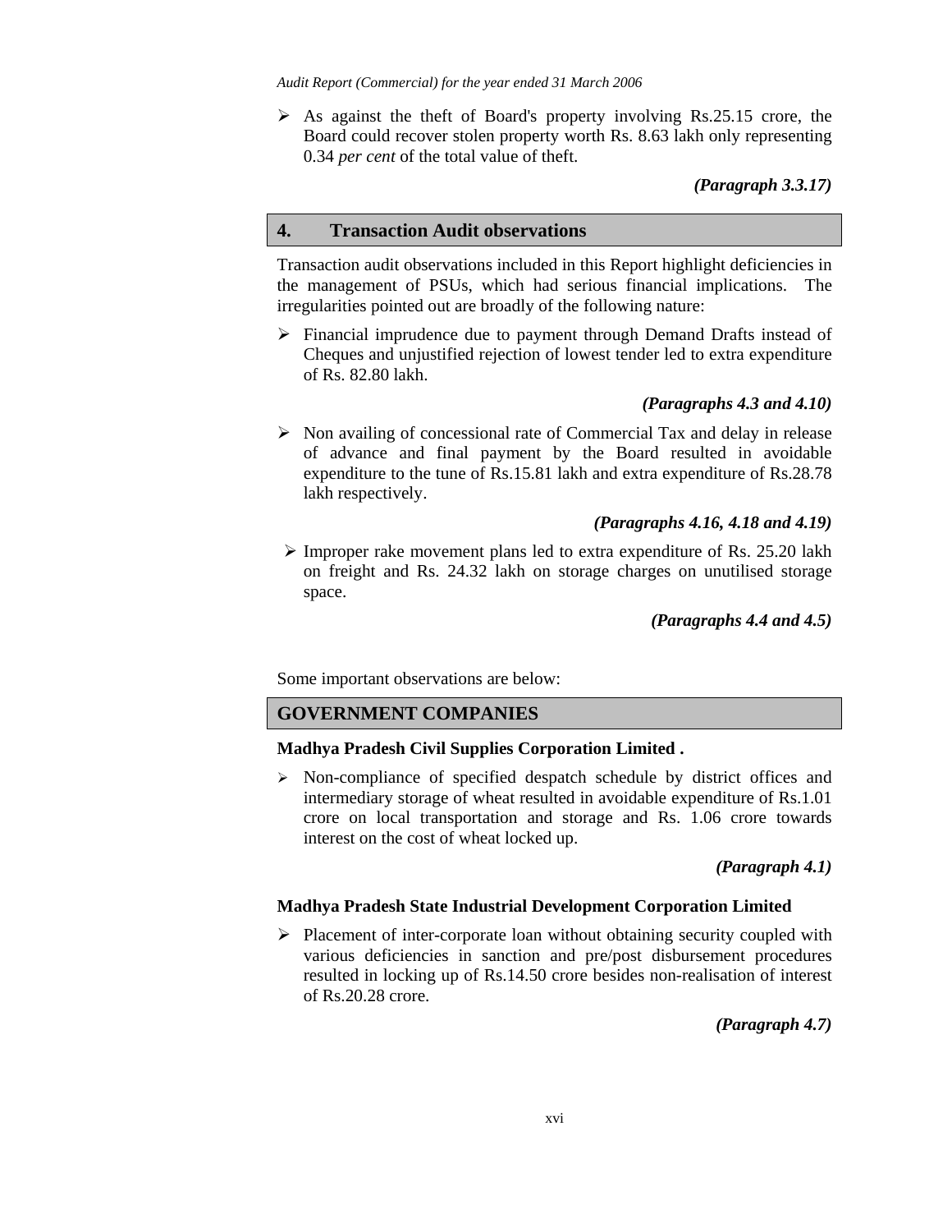- As against the theft of Board's property involving Rs.25.15 crore, the Board could recover stolen property worth Rs. 8.63 lakh only representing 0.34 *per cent* of the total value of theft.

***(Paragraph 3.3.17)***

## 4. Transaction Audit observations

Transaction audit observations included in this Report highlight deficiencies in the management of PSUs, which had serious financial implications. The irregularities pointed out are broadly of the following nature:

- Financial imprudence due to payment through Demand Drafts instead of Cheques and unjustified rejection of lowest tender led to extra expenditure of Rs. 82.80 lakh.

***(Paragraphs 4.3 and 4.10)***

- Non availing of concessional rate of Commercial Tax and delay in release of advance and final payment by the Board resulted in avoidable expenditure to the tune of Rs.15.81 lakh and extra expenditure of Rs.28.78 lakh respectively.

***(Paragraphs 4.16, 4.18 and 4.19)***

- Improper rake movement plans led to extra expenditure of Rs. 25.20 lakh on freight and Rs. 24.32 lakh on storage charges on unutilised storage space.

***(Paragraphs 4.4 and 4.5)***

Some important observations are below:

## GOVERNMENT COMPANIES

**Madhya Pradesh Civil Supplies Corporation Limited .**

- Non-compliance of specified despatch schedule by district offices and intermediary storage of wheat resulted in avoidable expenditure of Rs.1.01 crore on local transportation and storage and Rs. 1.06 crore towards interest on the cost of wheat locked up.

***(Paragraph 4.1)***

**Madhya Pradesh State Industrial Development Corporation Limited**

- Placement of inter-corporate loan without obtaining security coupled with various deficiencies in sanction and pre/post disbursement procedures resulted in locking up of Rs.14.50 crore besides non-realisation of interest of Rs.20.28 crore.

***(Paragraph 4.7)***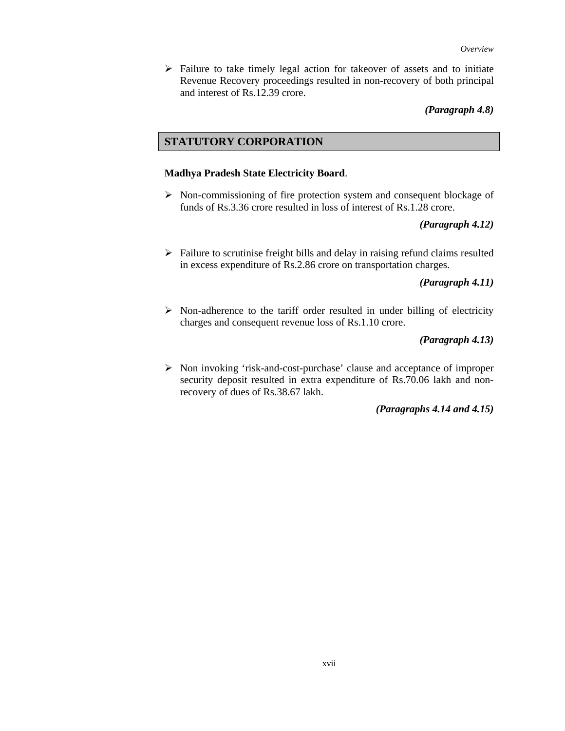- Failure to take timely legal action for takeover of assets and to initiate Revenue Recovery proceedings resulted in non-recovery of both principal and interest of Rs.12.39 crore.

***(Paragraph 4.8)***

## STATUTORY CORPORATION

**Madhya Pradesh State Electricity Board**.

- Non-commissioning of fire protection system and consequent blockage of funds of Rs.3.36 crore resulted in loss of interest of Rs.1.28 crore.

***(Paragraph 4.12)***

- Failure to scrutinise freight bills and delay in raising refund claims resulted in excess expenditure of Rs.2.86 crore on transportation charges.

***(Paragraph 4.11)***

- Non-adherence to the tariff order resulted in under billing of electricity charges and consequent revenue loss of Rs.1.10 crore.

***(Paragraph 4.13)***

- Non invoking 'risk-and-cost-purchase' clause and acceptance of improper security deposit resulted in extra expenditure of Rs.70.06 lakh and non-recovery of dues of Rs.38.67 lakh.

***(Paragraphs 4.14 and 4.15)***